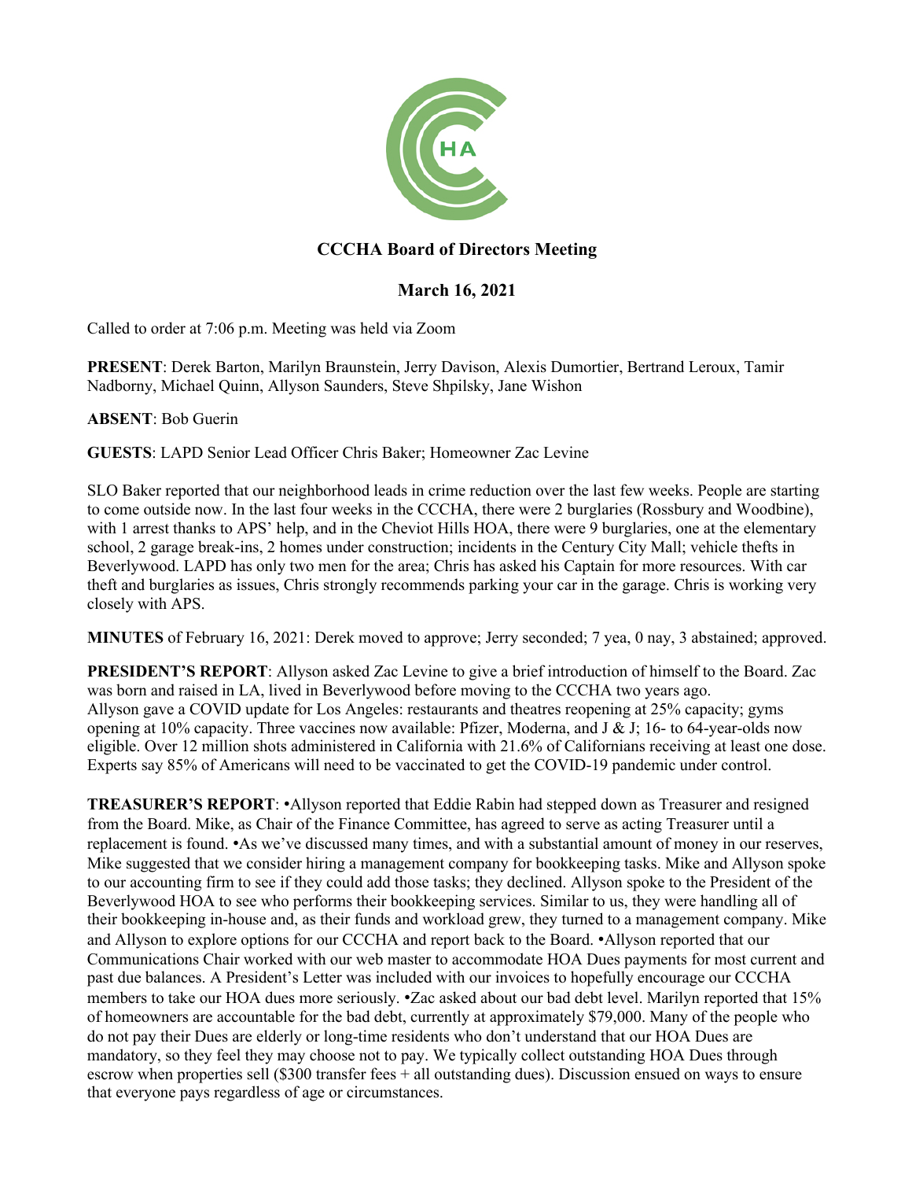# CCCHA Board of Directors Meeting

## March 16, 2021

Called to order at 7:06 p.m. Meeting was held via Zoom

**PRESENT**: Derek Barton, Marilyn Braunstein, Jerry Davison, Alexis Dumortier, Bertrand Leroux, Tamir Nadborny, Michael Quinn, Allyson Saunders, Steve Shpilsky, Jane Wishon

**ABSENT**: Bob Guerin

**GUESTS**: LAPD Senior Lead Officer Chris Baker; Homeowner Zac Levine

SLO Baker reported that our neighborhood leads in crime reduction over the last few weeks. People are starting to come outside now. In the last four weeks in the CCCHA, there were 2 burglaries (Rossbury and Woodbine), with 1 arrest thanks to APS' help, and in the Cheviot Hills HOA, there were 9 burglaries, one at the elementary school, 2 garage break-ins, 2 homes under construction; incidents in the Century City Mall; vehicle thefts in Beverlywood. LAPD has only two men for the area; Chris has asked his Captain for more resources. With car theft and burglaries as issues, Chris strongly recommends parking your car in the garage. Chris is working very closely with APS.

**MINUTES** of February 16, 2021: Derek moved to approve; Jerry seconded; 7 yea, 0 nay, 3 abstained; approved.

**PRESIDENT'S REPORT**: Allyson asked Zac Levine to give a brief introduction of himself to the Board. Zac was born and raised in LA, lived in Beverlywood before moving to the CCCHA two years ago. Allyson gave a COVID update for Los Angeles: restaurants and theatres reopening at 25% capacity; gyms opening at 10% capacity. Three vaccines now available: Pfizer, Moderna, and J & J; 16- to 64-year-olds now eligible. Over 12 million shots administered in California with 21.6% of Californians receiving at least one dose. Experts say 85% of Americans will need to be vaccinated to get the COVID-19 pandemic under control.

**TREASURER'S REPORT**: •Allyson reported that Eddie Rabin had stepped down as Treasurer and resigned from the Board. Mike, as Chair of the Finance Committee, has agreed to serve as acting Treasurer until a replacement is found. •As we've discussed many times, and with a substantial amount of money in our reserves, Mike suggested that we consider hiring a management company for bookkeeping tasks. Mike and Allyson spoke to our accounting firm to see if they could add those tasks; they declined. Allyson spoke to the President of the Beverlywood HOA to see who performs their bookkeeping services. Similar to us, they were handling all of their bookkeeping in-house and, as their funds and workload grew, they turned to a management company. Mike and Allyson to explore options for our CCCHA and report back to the Board. •Allyson reported that our Communications Chair worked with our web master to accommodate HOA Dues payments for most current and past due balances. A President's Letter was included with our invoices to hopefully encourage our CCCHA members to take our HOA dues more seriously. •Zac asked about our bad debt level. Marilyn reported that 15% of homeowners are accountable for the bad debt, currently at approximately $79,000. Many of the people who do not pay their Dues are elderly or long-time residents who don't understand that our HOA Dues are mandatory, so they feel they may choose not to pay. We typically collect outstanding HOA Dues through escrow when properties sell ($300 transfer fees + all outstanding dues). Discussion ensued on ways to ensure that everyone pays regardless of age or circumstances.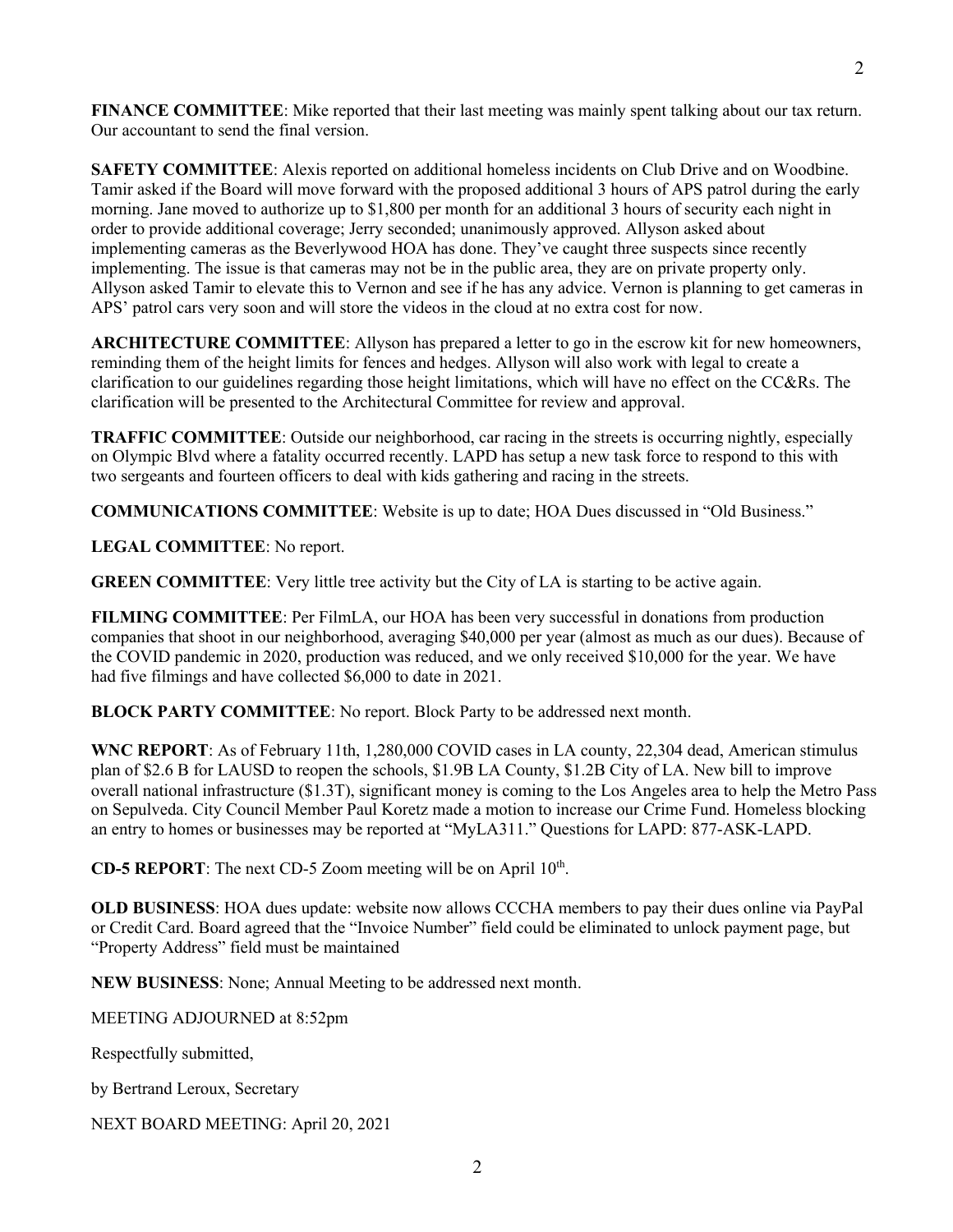**FINANCE COMMITTEE**: Mike reported that their last meeting was mainly spent talking about our tax return. Our accountant to send the final version.

**SAFETY COMMITTEE**: Alexis reported on additional homeless incidents on Club Drive and on Woodbine. Tamir asked if the Board will move forward with the proposed additional 3 hours of APS patrol during the early morning. Jane moved to authorize up to $1,800 per month for an additional 3 hours of security each night in order to provide additional coverage; Jerry seconded; unanimously approved. Allyson asked about implementing cameras as the Beverlywood HOA has done. They've caught three suspects since recently implementing. The issue is that cameras may not be in the public area, they are on private property only. Allyson asked Tamir to elevate this to Vernon and see if he has any advice. Vernon is planning to get cameras in APS' patrol cars very soon and will store the videos in the cloud at no extra cost for now.

**ARCHITECTURE COMMITTEE**: Allyson has prepared a letter to go in the escrow kit for new homeowners, reminding them of the height limits for fences and hedges. Allyson will also work with legal to create a clarification to our guidelines regarding those height limitations, which will have no effect on the CC&Rs. The clarification will be presented to the Architectural Committee for review and approval.

**TRAFFIC COMMITTEE**: Outside our neighborhood, car racing in the streets is occurring nightly, especially on Olympic Blvd where a fatality occurred recently. LAPD has setup a new task force to respond to this with two sergeants and fourteen officers to deal with kids gathering and racing in the streets.

**COMMUNICATIONS COMMITTEE**: Website is up to date; HOA Dues discussed in "Old Business."

**LEGAL COMMITTEE**: No report.

**GREEN COMMITTEE**: Very little tree activity but the City of LA is starting to be active again.

**FILMING COMMITTEE**: Per FilmLA, our HOA has been very successful in donations from production companies that shoot in our neighborhood, averaging $40,000 per year (almost as much as our dues). Because of the COVID pandemic in 2020, production was reduced, and we only received $10,000 for the year. We have had five filmings and have collected $6,000 to date in 2021.

**BLOCK PARTY COMMITTEE**: No report. Block Party to be addressed next month.

**WNC REPORT**: As of February 11th, 1,280,000 COVID cases in LA county, 22,304 dead, American stimulus plan of $2.6 B for LAUSD to reopen the schools, $1.9B LA County, $1.2B City of LA. New bill to improve overall national infrastructure ($1.3T), significant money is coming to the Los Angeles area to help the Metro Pass on Sepulveda. City Council Member Paul Koretz made a motion to increase our Crime Fund. Homeless blocking an entry to homes or businesses may be reported at "MyLA311." Questions for LAPD: 877-ASK-LAPD.

**CD-5 REPORT**: The next CD-5 Zoom meeting will be on April 10th.

**OLD BUSINESS**: HOA dues update: website now allows CCCHA members to pay their dues online via PayPal or Credit Card. Board agreed that the "Invoice Number" field could be eliminated to unlock payment page, but "Property Address" field must be maintained

**NEW BUSINESS**: None; Annual Meeting to be addressed next month.

MEETING ADJOURNED at 8:52pm

Respectfully submitted,

by Bertrand Leroux, Secretary

NEXT BOARD MEETING: April 20, 2021